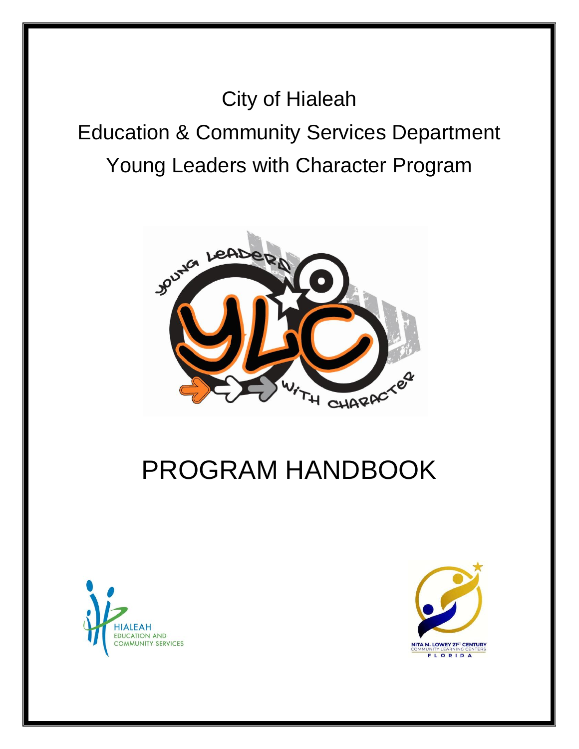City of Hialeah

Education & Community Services Department

Young Leaders with Character Program

# PROGRAM HANDBOOK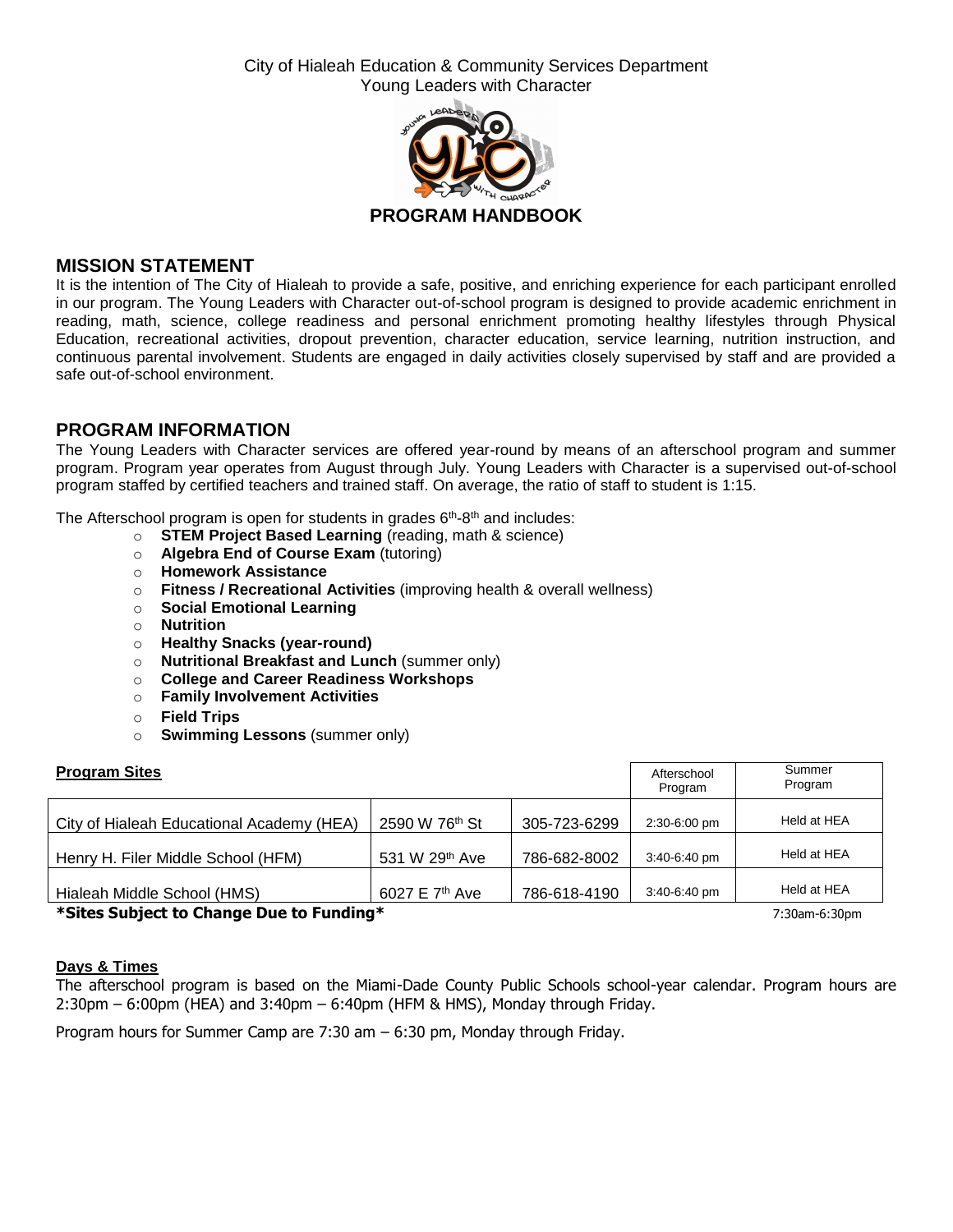City of Hialeah Education & Community Services Department
Young Leaders with Character

**PROGRAM HANDBOOK**

## MISSION STATEMENT

It is the intention of The City of Hialeah to provide a safe, positive, and enriching experience for each participant enrolled in our program. The Young Leaders with Character out-of-school program is designed to provide academic enrichment in reading, math, science, college readiness and personal enrichment promoting healthy lifestyles through Physical Education, recreational activities, dropout prevention, character education, service learning, nutrition instruction, and continuous parental involvement. Students are engaged in daily activities closely supervised by staff and are provided a safe out-of-school environment.

## PROGRAM INFORMATION

The Young Leaders with Character services are offered year-round by means of an afterschool program and summer program. Program year operates from August through July. Young Leaders with Character is a supervised out-of-school program staffed by certified teachers and trained staff. On average, the ratio of staff to student is 1:15.

The Afterschool program is open for students in grades 6th-8th and includes:

- **STEM Project Based Learning** (reading, math & science)
- **Algebra End of Course Exam** (tutoring)
- **Homework Assistance**
- **Fitness / Recreational Activities** (improving health & overall wellness)
- **Social Emotional Learning**
- **Nutrition**
- **Healthy Snacks (year-round)**
- **Nutritional Breakfast and Lunch** (summer only)
- **College and Career Readiness Workshops**
- **Family Involvement Activities**
- **Field Trips**
- **Swimming Lessons** (summer only)

**Program Sites**

| | | | Afterschool Program | Summer Program |
|---|---|---|---|---|
| City of Hialeah Educational Academy (HEA) | 2590 W 76th St | 305-723-6299 | 2:30-6:00 pm | Held at HEA |
| Henry H. Filer Middle School (HFM) | 531 W 29th Ave | 786-682-8002 | 3:40-6:40 pm | Held at HEA |
| Hialeah Middle School (HMS) | 6027 E 7th Ave | 786-618-4190 | 3:40-6:40 pm | Held at HEA |
| | | | | 7:30am-6:30pm |

**\*Sites Subject to Change Due to Funding\***

**Days & Times**

The afterschool program is based on the Miami-Dade County Public Schools school-year calendar. Program hours are 2:30pm – 6:00pm (HEA) and 3:40pm – 6:40pm (HFM & HMS), Monday through Friday.

Program hours for Summer Camp are 7:30 am – 6:30 pm, Monday through Friday.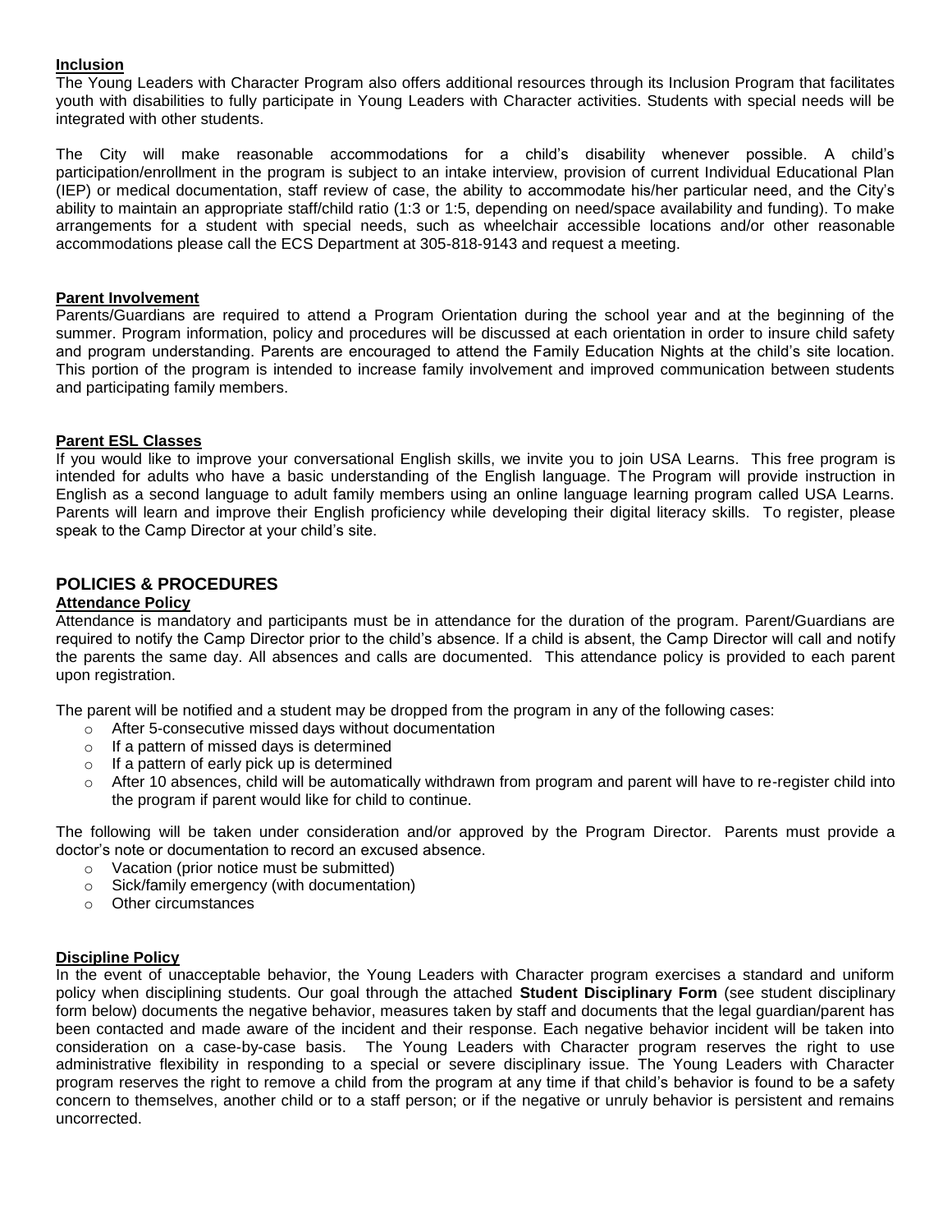**Inclusion**

The Young Leaders with Character Program also offers additional resources through its Inclusion Program that facilitates youth with disabilities to fully participate in Young Leaders with Character activities. Students with special needs will be integrated with other students.

The City will make reasonable accommodations for a child's disability whenever possible. A child's participation/enrollment in the program is subject to an intake interview, provision of current Individual Educational Plan (IEP) or medical documentation, staff review of case, the ability to accommodate his/her particular need, and the City's ability to maintain an appropriate staff/child ratio (1:3 or 1:5, depending on need/space availability and funding). To make arrangements for a student with special needs, such as wheelchair accessible locations and/or other reasonable accommodations please call the ECS Department at 305-818-9143 and request a meeting.

**Parent Involvement**

Parents/Guardians are required to attend a Program Orientation during the school year and at the beginning of the summer. Program information, policy and procedures will be discussed at each orientation in order to insure child safety and program understanding. Parents are encouraged to attend the Family Education Nights at the child's site location. This portion of the program is intended to increase family involvement and improved communication between students and participating family members.

**Parent ESL Classes**

If you would like to improve your conversational English skills, we invite you to join USA Learns. This free program is intended for adults who have a basic understanding of the English language. The Program will provide instruction in English as a second language to adult family members using an online language learning program called USA Learns. Parents will learn and improve their English proficiency while developing their digital literacy skills. To register, please speak to the Camp Director at your child's site.

## POLICIES & PROCEDURES

**Attendance Policy**

Attendance is mandatory and participants must be in attendance for the duration of the program. Parent/Guardians are required to notify the Camp Director prior to the child's absence. If a child is absent, the Camp Director will call and notify the parents the same day. All absences and calls are documented. This attendance policy is provided to each parent upon registration.

The parent will be notified and a student may be dropped from the program in any of the following cases:

- After 5-consecutive missed days without documentation
- If a pattern of missed days is determined
- If a pattern of early pick up is determined
- After 10 absences, child will be automatically withdrawn from program and parent will have to re-register child into the program if parent would like for child to continue.

The following will be taken under consideration and/or approved by the Program Director. Parents must provide a doctor's note or documentation to record an excused absence.

- Vacation (prior notice must be submitted)
- Sick/family emergency (with documentation)
- Other circumstances

**Discipline Policy**

In the event of unacceptable behavior, the Young Leaders with Character program exercises a standard and uniform policy when disciplining students. Our goal through the attached **Student Disciplinary Form** (see student disciplinary form below) documents the negative behavior, measures taken by staff and documents that the legal guardian/parent has been contacted and made aware of the incident and their response. Each negative behavior incident will be taken into consideration on a case-by-case basis. The Young Leaders with Character program reserves the right to use administrative flexibility in responding to a special or severe disciplinary issue. The Young Leaders with Character program reserves the right to remove a child from the program at any time if that child's behavior is found to be a safety concern to themselves, another child or to a staff person; or if the negative or unruly behavior is persistent and remains uncorrected.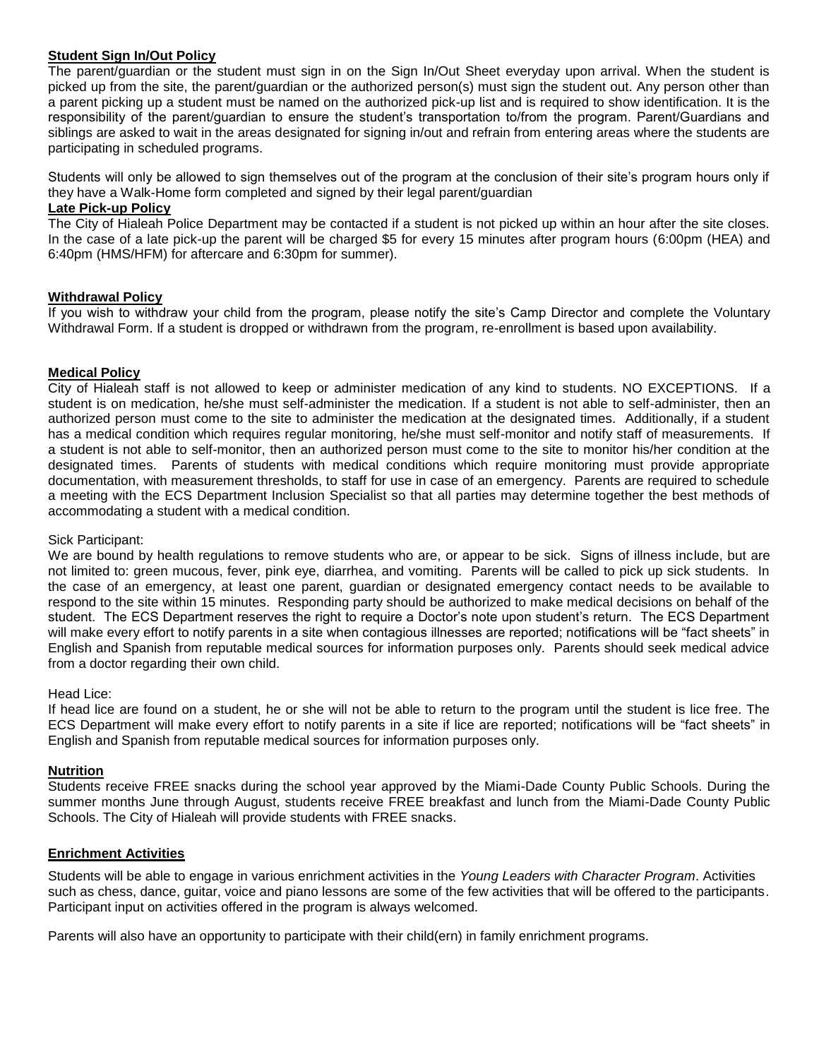**Student Sign In/Out Policy**

The parent/guardian or the student must sign in on the Sign In/Out Sheet everyday upon arrival. When the student is picked up from the site, the parent/guardian or the authorized person(s) must sign the student out. Any person other than a parent picking up a student must be named on the authorized pick-up list and is required to show identification. It is the responsibility of the parent/guardian to ensure the student's transportation to/from the program. Parent/Guardians and siblings are asked to wait in the areas designated for signing in/out and refrain from entering areas where the students are participating in scheduled programs.

Students will only be allowed to sign themselves out of the program at the conclusion of their site's program hours only if they have a Walk-Home form completed and signed by their legal parent/guardian

**Late Pick-up Policy**

The City of Hialeah Police Department may be contacted if a student is not picked up within an hour after the site closes. In the case of a late pick-up the parent will be charged $5 for every 15 minutes after program hours (6:00pm (HEA) and 6:40pm (HMS/HFM) for aftercare and 6:30pm for summer).

**Withdrawal Policy**

If you wish to withdraw your child from the program, please notify the site's Camp Director and complete the Voluntary Withdrawal Form. If a student is dropped or withdrawn from the program, re-enrollment is based upon availability.

**Medical Policy**

City of Hialeah staff is not allowed to keep or administer medication of any kind to students. NO EXCEPTIONS. If a student is on medication, he/she must self-administer the medication. If a student is not able to self-administer, then an authorized person must come to the site to administer the medication at the designated times. Additionally, if a student has a medical condition which requires regular monitoring, he/she must self-monitor and notify staff of measurements. If a student is not able to self-monitor, then an authorized person must come to the site to monitor his/her condition at the designated times. Parents of students with medical conditions which require monitoring must provide appropriate documentation, with measurement thresholds, to staff for use in case of an emergency. Parents are required to schedule a meeting with the ECS Department Inclusion Specialist so that all parties may determine together the best methods of accommodating a student with a medical condition.

Sick Participant:

We are bound by health regulations to remove students who are, or appear to be sick. Signs of illness include, but are not limited to: green mucous, fever, pink eye, diarrhea, and vomiting. Parents will be called to pick up sick students. In the case of an emergency, at least one parent, guardian or designated emergency contact needs to be available to respond to the site within 15 minutes. Responding party should be authorized to make medical decisions on behalf of the student. The ECS Department reserves the right to require a Doctor's note upon student's return. The ECS Department will make every effort to notify parents in a site when contagious illnesses are reported; notifications will be "fact sheets" in English and Spanish from reputable medical sources for information purposes only. Parents should seek medical advice from a doctor regarding their own child.

Head Lice:

If head lice are found on a student, he or she will not be able to return to the program until the student is lice free. The ECS Department will make every effort to notify parents in a site if lice are reported; notifications will be "fact sheets" in English and Spanish from reputable medical sources for information purposes only.

**Nutrition**

Students receive FREE snacks during the school year approved by the Miami-Dade County Public Schools. During the summer months June through August, students receive FREE breakfast and lunch from the Miami-Dade County Public Schools. The City of Hialeah will provide students with FREE snacks.

**Enrichment Activities**

Students will be able to engage in various enrichment activities in the *Young Leaders with Character Program*. Activities such as chess, dance, guitar, voice and piano lessons are some of the few activities that will be offered to the participants. Participant input on activities offered in the program is always welcomed.

Parents will also have an opportunity to participate with their child(ern) in family enrichment programs.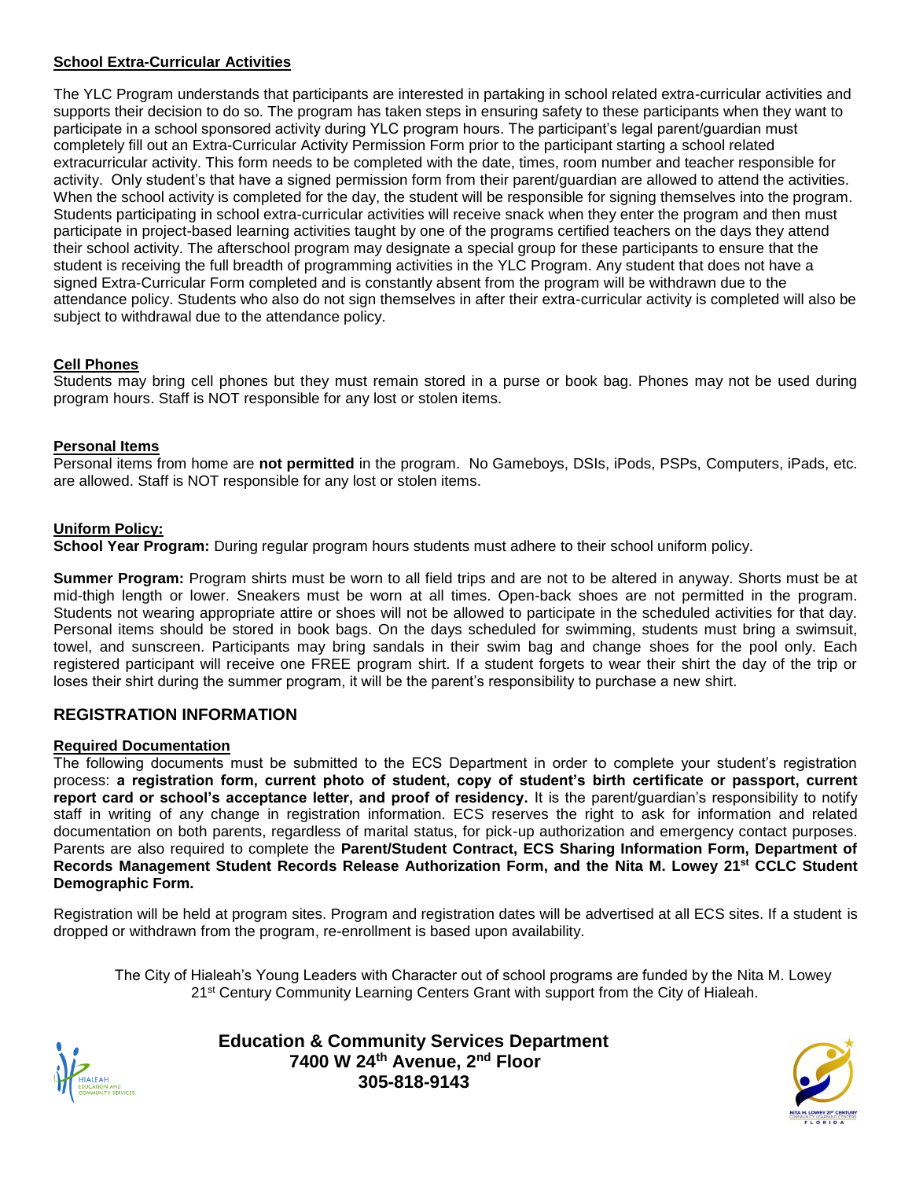**School Extra-Curricular Activities**

The YLC Program understands that participants are interested in partaking in school related extra-curricular activities and supports their decision to do so. The program has taken steps in ensuring safety to these participants when they want to participate in a school sponsored activity during YLC program hours. The participant's legal parent/guardian must completely fill out an Extra-Curricular Activity Permission Form prior to the participant starting a school related extracurricular activity. This form needs to be completed with the date, times, room number and teacher responsible for activity. Only student's that have a signed permission form from their parent/guardian are allowed to attend the activities. When the school activity is completed for the day, the student will be responsible for signing themselves into the program. Students participating in school extra-curricular activities will receive snack when they enter the program and then must participate in project-based learning activities taught by one of the programs certified teachers on the days they attend their school activity. The afterschool program may designate a special group for these participants to ensure that the student is receiving the full breadth of programming activities in the YLC Program. Any student that does not have a signed Extra-Curricular Form completed and is constantly absent from the program will be withdrawn due to the attendance policy. Students who also do not sign themselves in after their extra-curricular activity is completed will also be subject to withdrawal due to the attendance policy.

**Cell Phones**

Students may bring cell phones but they must remain stored in a purse or book bag. Phones may not be used during program hours. Staff is NOT responsible for any lost or stolen items.

**Personal Items**

Personal items from home are **not permitted** in the program. No Gameboys, DSIs, iPods, PSPs, Computers, iPads, etc. are allowed. Staff is NOT responsible for any lost or stolen items.

**Uniform Policy:**

**School Year Program:** During regular program hours students must adhere to their school uniform policy.

**Summer Program:** Program shirts must be worn to all field trips and are not to be altered in anyway. Shorts must be at mid-thigh length or lower. Sneakers must be worn at all times. Open-back shoes are not permitted in the program. Students not wearing appropriate attire or shoes will not be allowed to participate in the scheduled activities for that day. Personal items should be stored in book bags. On the days scheduled for swimming, students must bring a swimsuit, towel, and sunscreen. Participants may bring sandals in their swim bag and change shoes for the pool only. Each registered participant will receive one FREE program shirt. If a student forgets to wear their shirt the day of the trip or loses their shirt during the summer program, it will be the parent's responsibility to purchase a new shirt.

## REGISTRATION INFORMATION

**Required Documentation**

The following documents must be submitted to the ECS Department in order to complete your student's registration process: **a registration form, current photo of student, copy of student's birth certificate or passport, current report card or school's acceptance letter, and proof of residency.** It is the parent/guardian's responsibility to notify staff in writing of any change in registration information. ECS reserves the right to ask for information and related documentation on both parents, regardless of marital status, for pick-up authorization and emergency contact purposes. Parents are also required to complete the **Parent/Student Contract, ECS Sharing Information Form, Department of Records Management Student Records Release Authorization Form, and the Nita M. Lowey 21st CCLC Student Demographic Form.**

Registration will be held at program sites. Program and registration dates will be advertised at all ECS sites. If a student is dropped or withdrawn from the program, re-enrollment is based upon availability.

The City of Hialeah's Young Leaders with Character out of school programs are funded by the Nita M. Lowey 21st Century Community Learning Centers Grant with support from the City of Hialeah.

HIALEAH EDUCATION AND COMMUNITY SERVICES

**Education & Community Services Department**
**7400 W 24th Avenue, 2nd Floor**
**305-818-9143**

NITA M. LOWEY 21ST CENTURY COMMUNITY LEARNING CENTERS FLORIDA